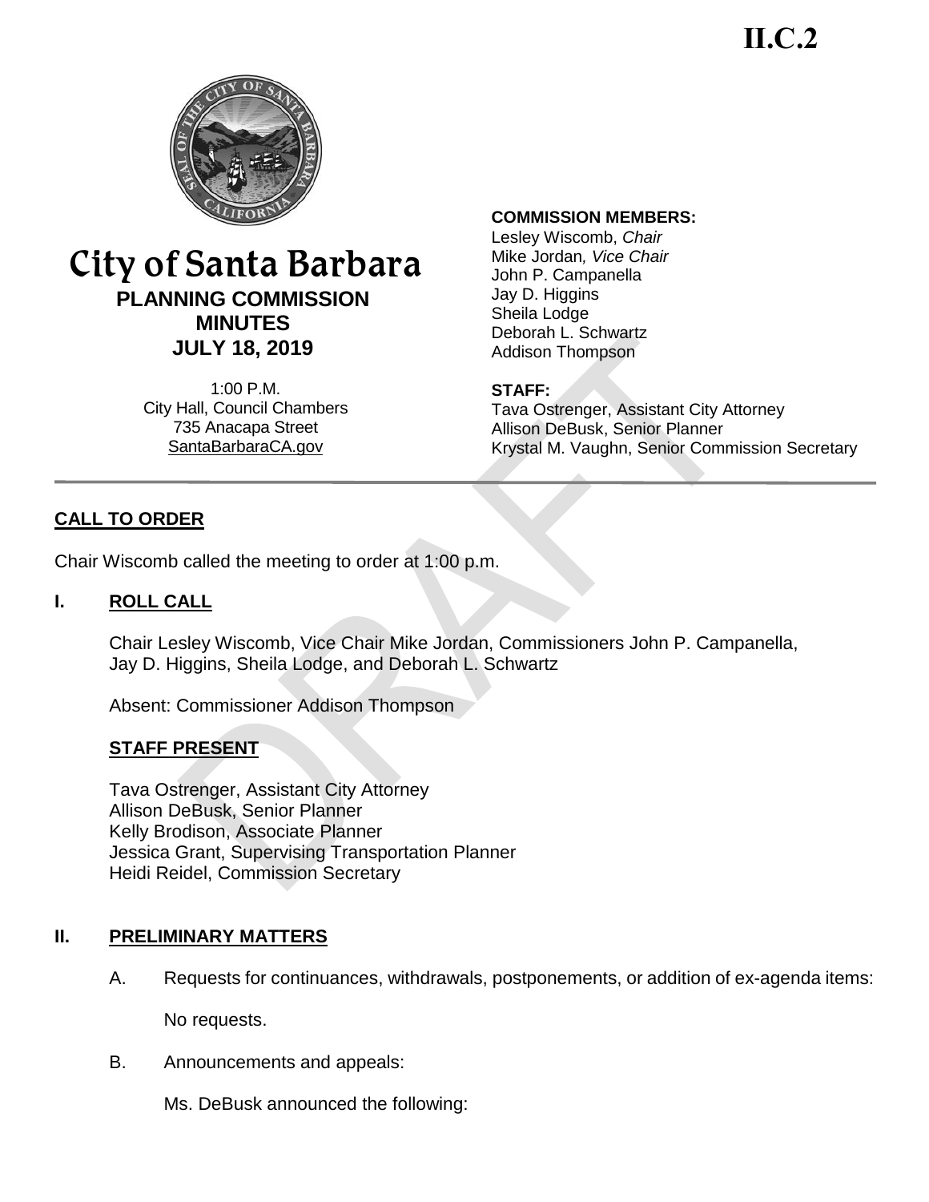**II.C.2**

# City of Santa Barbara

## PLANNING COMMISSION MINUTES

## JULY 18, 2019

1:00 P.M.
City Hall, Council Chambers
735 Anacapa Street
SantaBarbaraCA.gov

**COMMISSION MEMBERS:**
Lesley Wiscomb, *Chair*
Mike Jordan, *Vice Chair*
John P. Campanella
Jay D. Higgins
Sheila Lodge
Deborah L. Schwartz
Addison Thompson

**STAFF:**
Tava Ostrenger, Assistant City Attorney
Allison DeBusk, Senior Planner
Krystal M. Vaughn, Senior Commission Secretary

---

## CALL TO ORDER

Chair Wiscomb called the meeting to order at 1:00 p.m.

## I. ROLL CALL

Chair Lesley Wiscomb, Vice Chair Mike Jordan, Commissioners John P. Campanella, Jay D. Higgins, Sheila Lodge, and Deborah L. Schwartz

Absent: Commissioner Addison Thompson

### STAFF PRESENT

Tava Ostrenger, Assistant City Attorney
Allison DeBusk, Senior Planner
Kelly Brodison, Associate Planner
Jessica Grant, Supervising Transportation Planner
Heidi Reidel, Commission Secretary

## II. PRELIMINARY MATTERS

A. Requests for continuances, withdrawals, postponements, or addition of ex-agenda items:

No requests.

B. Announcements and appeals:

Ms. DeBusk announced the following: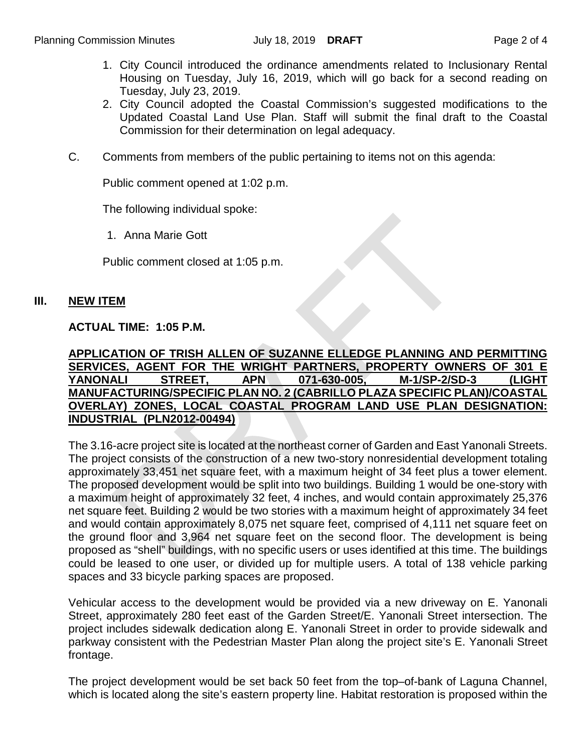1. City Council introduced the ordinance amendments related to Inclusionary Rental Housing on Tuesday, July 16, 2019, which will go back for a second reading on Tuesday, July 23, 2019.
2. City Council adopted the Coastal Commission's suggested modifications to the Updated Coastal Land Use Plan. Staff will submit the final draft to the Coastal Commission for their determination on legal adequacy.

C. Comments from members of the public pertaining to items not on this agenda:

Public comment opened at 1:02 p.m.

The following individual spoke:

1. Anna Marie Gott

Public comment closed at 1:05 p.m.

## III. NEW ITEM

**ACTUAL TIME: 1:05 P.M.**

**APPLICATION OF TRISH ALLEN OF SUZANNE ELLEDGE PLANNING AND PERMITTING SERVICES, AGENT FOR THE WRIGHT PARTNERS, PROPERTY OWNERS OF 301 E YANONALI STREET, APN 071-630-005, M-1/SP-2/SD-3 (LIGHT MANUFACTURING/SPECIFIC PLAN NO. 2 (CABRILLO PLAZA SPECIFIC PLAN)/COASTAL OVERLAY) ZONES, LOCAL COASTAL PROGRAM LAND USE PLAN DESIGNATION: INDUSTRIAL (PLN2012-00494)**

The 3.16-acre project site is located at the northeast corner of Garden and East Yanonali Streets. The project consists of the construction of a new two-story nonresidential development totaling approximately 33,451 net square feet, with a maximum height of 34 feet plus a tower element. The proposed development would be split into two buildings. Building 1 would be one-story with a maximum height of approximately 32 feet, 4 inches, and would contain approximately 25,376 net square feet. Building 2 would be two stories with a maximum height of approximately 34 feet and would contain approximately 8,075 net square feet, comprised of 4,111 net square feet on the ground floor and 3,964 net square feet on the second floor. The development is being proposed as "shell" buildings, with no specific users or uses identified at this time. The buildings could be leased to one user, or divided up for multiple users. A total of 138 vehicle parking spaces and 33 bicycle parking spaces are proposed.

Vehicular access to the development would be provided via a new driveway on E. Yanonali Street, approximately 280 feet east of the Garden Street/E. Yanonali Street intersection. The project includes sidewalk dedication along E. Yanonali Street in order to provide sidewalk and parkway consistent with the Pedestrian Master Plan along the project site's E. Yanonali Street frontage.

The project development would be set back 50 feet from the top–of-bank of Laguna Channel, which is located along the site's eastern property line. Habitat restoration is proposed within the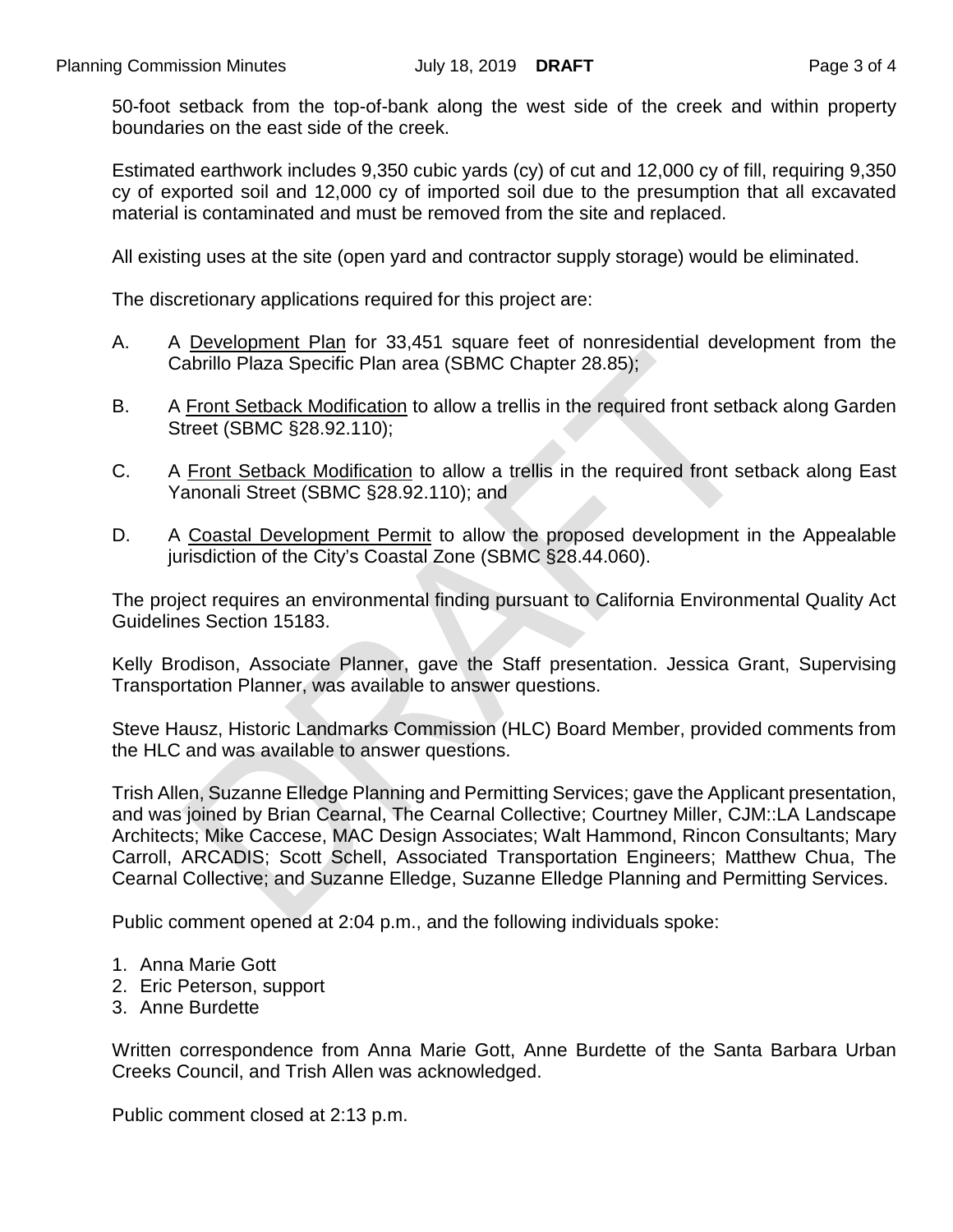50-foot setback from the top-of-bank along the west side of the creek and within property boundaries on the east side of the creek.

Estimated earthwork includes 9,350 cubic yards (cy) of cut and 12,000 cy of fill, requiring 9,350 cy of exported soil and 12,000 cy of imported soil due to the presumption that all excavated material is contaminated and must be removed from the site and replaced.

All existing uses at the site (open yard and contractor supply storage) would be eliminated.

The discretionary applications required for this project are:

A. A Development Plan for 33,451 square feet of nonresidential development from the Cabrillo Plaza Specific Plan area (SBMC Chapter 28.85);

B. A Front Setback Modification to allow a trellis in the required front setback along Garden Street (SBMC §28.92.110);

C. A Front Setback Modification to allow a trellis in the required front setback along East Yanonali Street (SBMC §28.92.110); and

D. A Coastal Development Permit to allow the proposed development in the Appealable jurisdiction of the City's Coastal Zone (SBMC §28.44.060).

The project requires an environmental finding pursuant to California Environmental Quality Act Guidelines Section 15183.

Kelly Brodison, Associate Planner, gave the Staff presentation. Jessica Grant, Supervising Transportation Planner, was available to answer questions.

Steve Hausz, Historic Landmarks Commission (HLC) Board Member, provided comments from the HLC and was available to answer questions.

Trish Allen, Suzanne Elledge Planning and Permitting Services; gave the Applicant presentation, and was joined by Brian Cearnal, The Cearnal Collective; Courtney Miller, CJM::LA Landscape Architects; Mike Caccese, MAC Design Associates; Walt Hammond, Rincon Consultants; Mary Carroll, ARCADIS; Scott Schell, Associated Transportation Engineers; Matthew Chua, The Cearnal Collective; and Suzanne Elledge, Suzanne Elledge Planning and Permitting Services.

Public comment opened at 2:04 p.m., and the following individuals spoke:

1. Anna Marie Gott
2. Eric Peterson, support
3. Anne Burdette

Written correspondence from Anna Marie Gott, Anne Burdette of the Santa Barbara Urban Creeks Council, and Trish Allen was acknowledged.

Public comment closed at 2:13 p.m.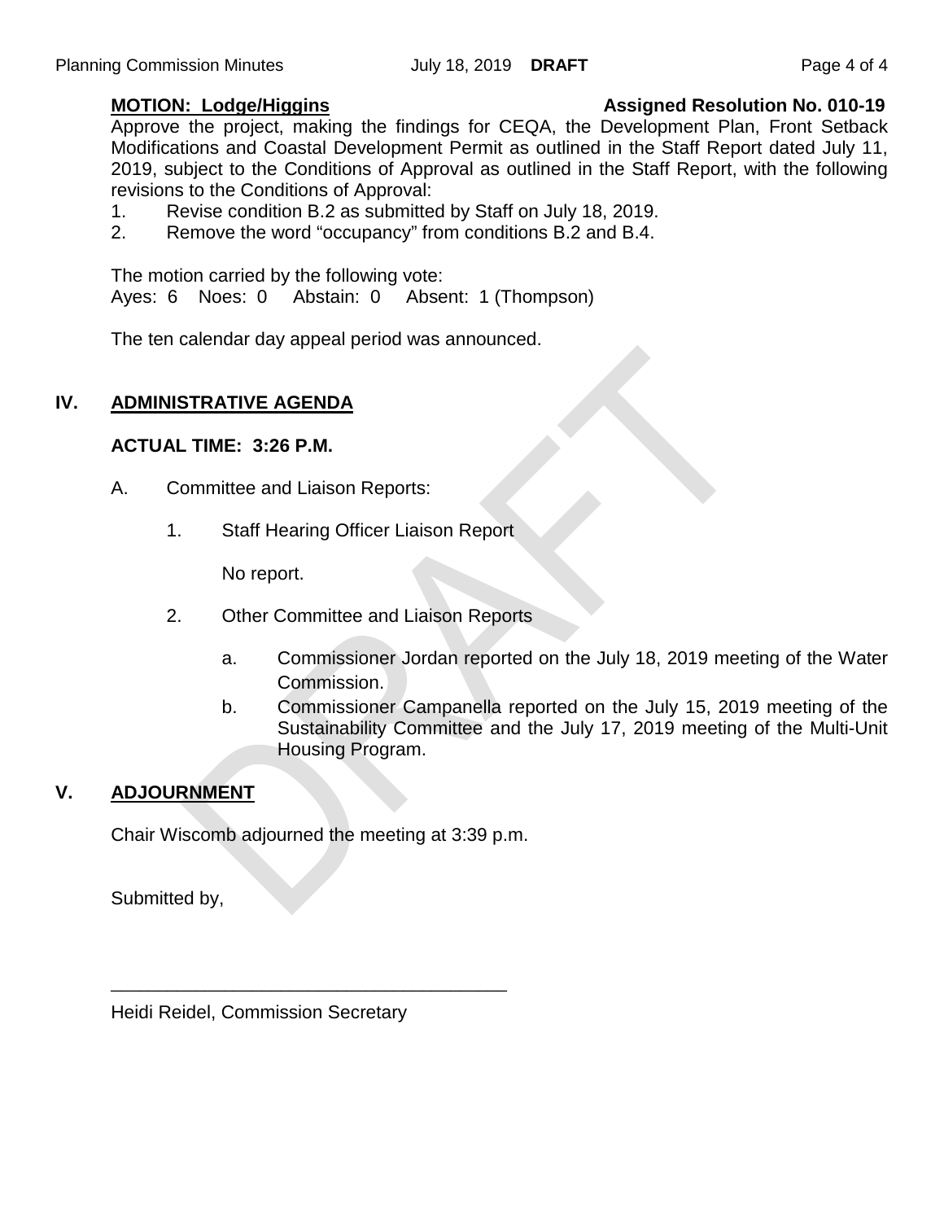**MOTION: Lodge/Higgins** **Assigned Resolution No. 010-19**

Approve the project, making the findings for CEQA, the Development Plan, Front Setback Modifications and Coastal Development Permit as outlined in the Staff Report dated July 11, 2019, subject to the Conditions of Approval as outlined in the Staff Report, with the following revisions to the Conditions of Approval:

1. Revise condition B.2 as submitted by Staff on July 18, 2019.
2. Remove the word "occupancy" from conditions B.2 and B.4.

The motion carried by the following vote:
Ayes: 6 Noes: 0 Abstain: 0 Absent: 1 (Thompson)

The ten calendar day appeal period was announced.

## IV. ADMINISTRATIVE AGENDA

**ACTUAL TIME: 3:26 P.M.**

A. Committee and Liaison Reports:

1. Staff Hearing Officer Liaison Report

   No report.

2. Other Committee and Liaison Reports

   a. Commissioner Jordan reported on the July 18, 2019 meeting of the Water Commission.

   b. Commissioner Campanella reported on the July 15, 2019 meeting of the Sustainability Committee and the July 17, 2019 meeting of the Multi-Unit Housing Program.

## V. ADJOURNMENT

Chair Wiscomb adjourned the meeting at 3:39 p.m.

Submitted by,

\_\_\_\_\_\_\_\_\_\_\_\_\_\_\_\_\_\_\_\_\_\_\_\_\_\_\_\_\_\_\_\_\_\_\_\_\_\_\_\_

Heidi Reidel, Commission Secretary